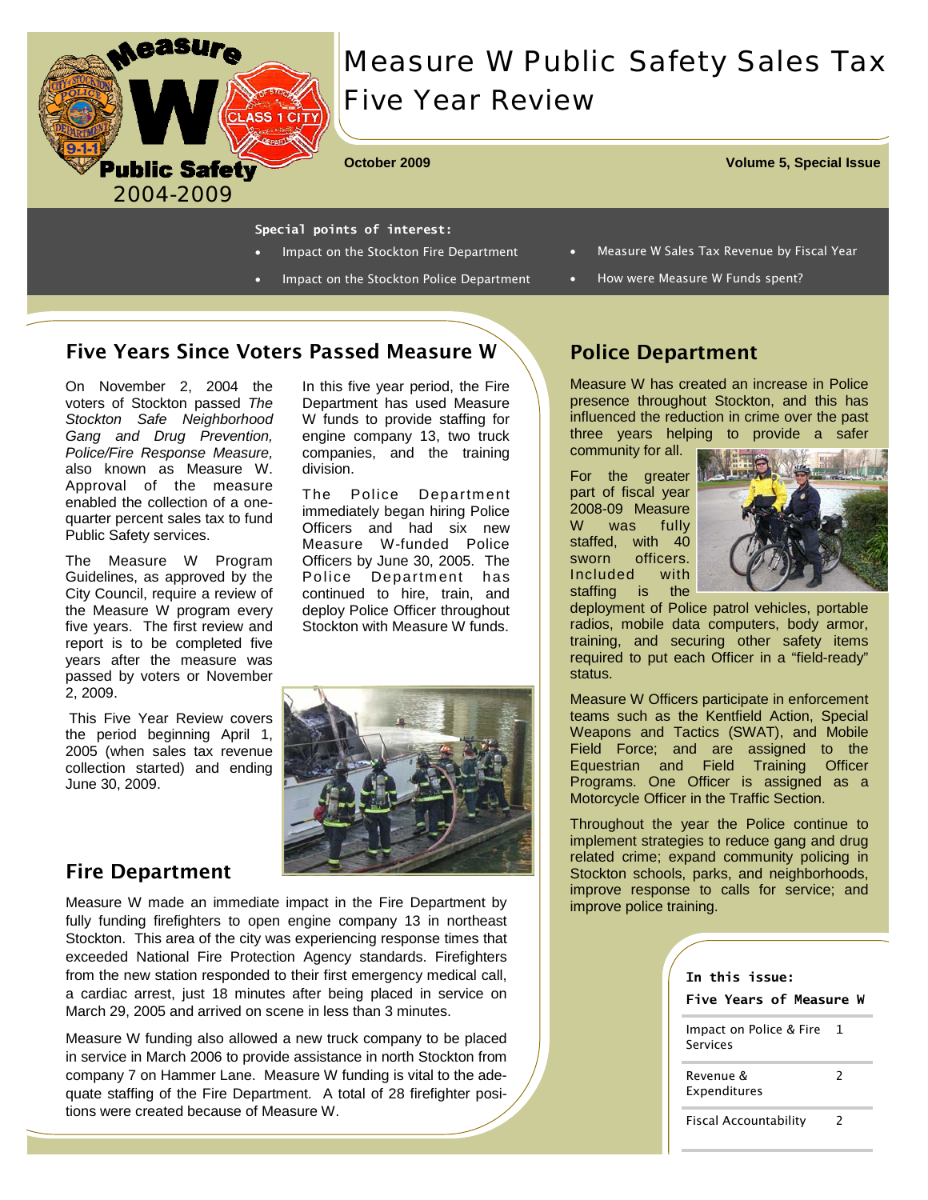# Measure W Public Safety Sales Tax Five Year Review

Measure W Public Safety 2004-2009

**October 2009** **Volume 5, Special Issue**

**Special points of interest:**

- Impact on the Stockton Fire Department
- Impact on the Stockton Police Department
- Measure W Sales Tax Revenue by Fiscal Year
- How were Measure W Funds spent?

## Five Years Since Voters Passed Measure W

On November 2, 2004 the voters of Stockton passed *The Stockton Safe Neighborhood Gang and Drug Prevention, Police/Fire Response Measure,* also known as Measure W. Approval of the measure enabled the collection of a one-quarter percent sales tax to fund Public Safety services.

The Measure W Program Guidelines, as approved by the City Council, require a review of the Measure W program every five years. The first review and report is to be completed five years after the measure was passed by voters or November 2, 2009.

This Five Year Review covers the period beginning April 1, 2005 (when sales tax revenue collection started) and ending June 30, 2009.

In this five year period, the Fire Department has used Measure W funds to provide staffing for engine company 13, two truck companies, and the training division.

The Police Department immediately began hiring Police Officers and had six new Measure W-funded Police Officers by June 30, 2005. The Police Department has continued to hire, train, and deploy Police Officer throughout Stockton with Measure W funds.

## Fire Department

Measure W made an immediate impact in the Fire Department by fully funding firefighters to open engine company 13 in northeast Stockton. This area of the city was experiencing response times that exceeded National Fire Protection Agency standards. Firefighters from the new station responded to their first emergency medical call, a cardiac arrest, just 18 minutes after being placed in service on March 29, 2005 and arrived on scene in less than 3 minutes.

Measure W funding also allowed a new truck company to be placed in service in March 2006 to provide assistance in north Stockton from company 7 on Hammer Lane. Measure W funding is vital to the adequate staffing of the Fire Department. A total of 28 firefighter positions were created because of Measure W.

## Police Department

Measure W has created an increase in Police presence throughout Stockton, and this has influenced the reduction in crime over the past three years helping to provide a safer community for all.

For the greater part of fiscal year 2008-09 Measure W was fully staffed, with 40 sworn officers. Included with staffing is the deployment of Police patrol vehicles, portable radios, mobile data computers, body armor, training, and securing other safety items required to put each Officer in a "field-ready" status.

Measure W Officers participate in enforcement teams such as the Kentfield Action, Special Weapons and Tactics (SWAT), and Mobile Field Force; and are assigned to the Equestrian and Field Training Officer Programs. One Officer is assigned as a Motorcycle Officer in the Traffic Section.

Throughout the year the Police continue to implement strategies to reduce gang and drug related crime; expand community policing in Stockton schools, parks, and neighborhoods, improve response to calls for service; and improve police training.

**In this issue:**

**Five Years of Measure W**

| | |
|---|---|
| Impact on Police & Fire Services | 1 |
| Revenue & Expenditures | 2 |
| Fiscal Accountability | 2 |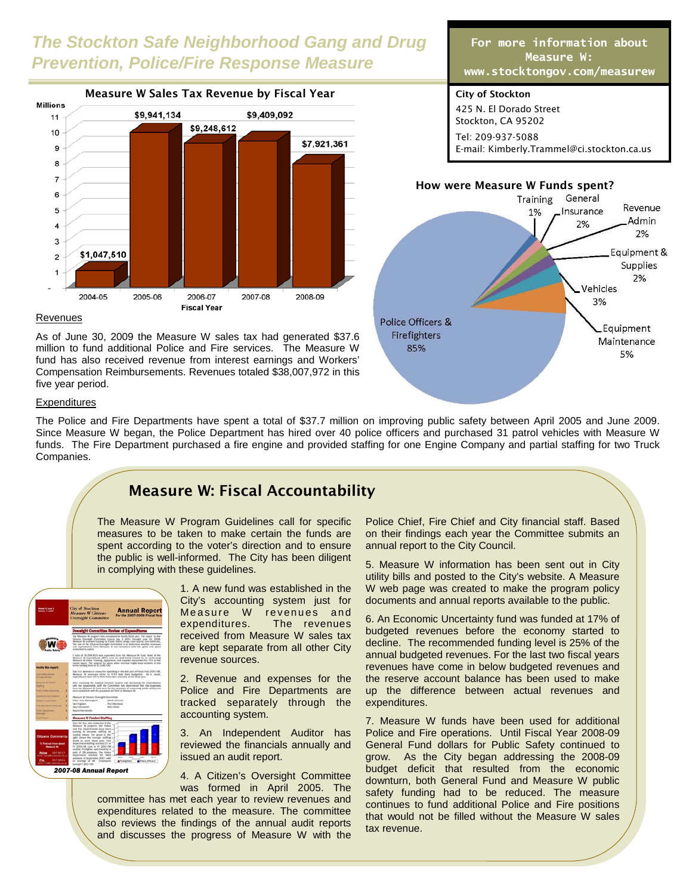# The Stockton Safe Neighborhood Gang and Drug Prevention, Police/Fire Response Measure

**For more information about Measure W:**
**www.stocktongov.com/measurew**

**City of Stockton**
425 N. El Dorado Street
Stockton, CA 95202
Tel: 209-937-5088
E-mail: Kimberly.Trammel@ci.stockton.ca.us

**Measure W Sales Tax Revenue by Fiscal Year**

Millions
11
10
9
8
7
6
5
4
3
2
1
-

$1,047,510
$9,941,134
$9,248,612
$9,409,092
$7,921,361

2004-05
2005-06
2006-07
2007-08
2008-09

Fiscal Year

**How were Measure W Funds spent?**

Training 1%
General Insurance 2%
Revenue Admin 2%
Equipment & Supplies 2%
Vehicles 3%
Equipment Maintenance 5%
Police Officers & Firefighters 85%

Revenues

As of June 30, 2009 the Measure W sales tax had generated $37.6 million to fund additional Police and Fire services. The Measure W fund has also received revenue from interest earnings and Workers' Compensation Reimbursements. Revenues totaled $38,007,972 in this five year period.

Expenditures

The Police and Fire Departments have spent a total of $37.7 million on improving public safety between April 2005 and June 2009. Since Measure W began, the Police Department has hired over 40 police officers and purchased 31 patrol vehicles with Measure W funds. The Fire Department purchased a fire engine and provided staffing for one Engine Company and partial staffing for two Truck Companies.

## Measure W: Fiscal Accountability

The Measure W Program Guidelines call for specific measures to be taken to make certain the funds are spent according to the voter's direction and to ensure the public is well-informed. The City has been diligent in complying with these guidelines.

*2007-08 Annual Report*

1. A new fund was established in the City's accounting system just for Measure W revenues and expenditures. The revenues received from Measure W sales tax are kept separate from all other City revenue sources.

2. Revenue and expenses for the Police and Fire Departments are tracked separately through the accounting system.

3. An Independent Auditor has reviewed the financials annually and issued an audit report.

4. A Citizen's Oversight Committee was formed in April 2005. The committee has met each year to review revenues and expenditures related to the measure. The committee also reviews the findings of the annual audit reports and discusses the progress of Measure W with the Police Chief, Fire Chief and City financial staff. Based on their findings each year the Committee submits an annual report to the City Council.

5. Measure W information has been sent out in City utility bills and posted to the City's website. A Measure W web page was created to make the program policy documents and annual reports available to the public.

6. An Economic Uncertainty fund was funded at 17% of budgeted revenues before the economy started to decline. The recommended funding level is 25% of the annual budgeted revenues. For the last two fiscal years revenues have come in below budgeted revenues and the reserve account balance has been used to make up the difference between actual revenues and expenditures.

7. Measure W funds have been used for additional Police and Fire operations. Until Fiscal Year 2008-09 General Fund dollars for Public Safety continued to grow. As the City began addressing the 2008-09 budget deficit that resulted from the economic downturn, both General Fund and Measure W public safety funding had to be reduced. The measure continues to fund additional Police and Fire positions that would not be filled without the Measure W sales tax revenue.